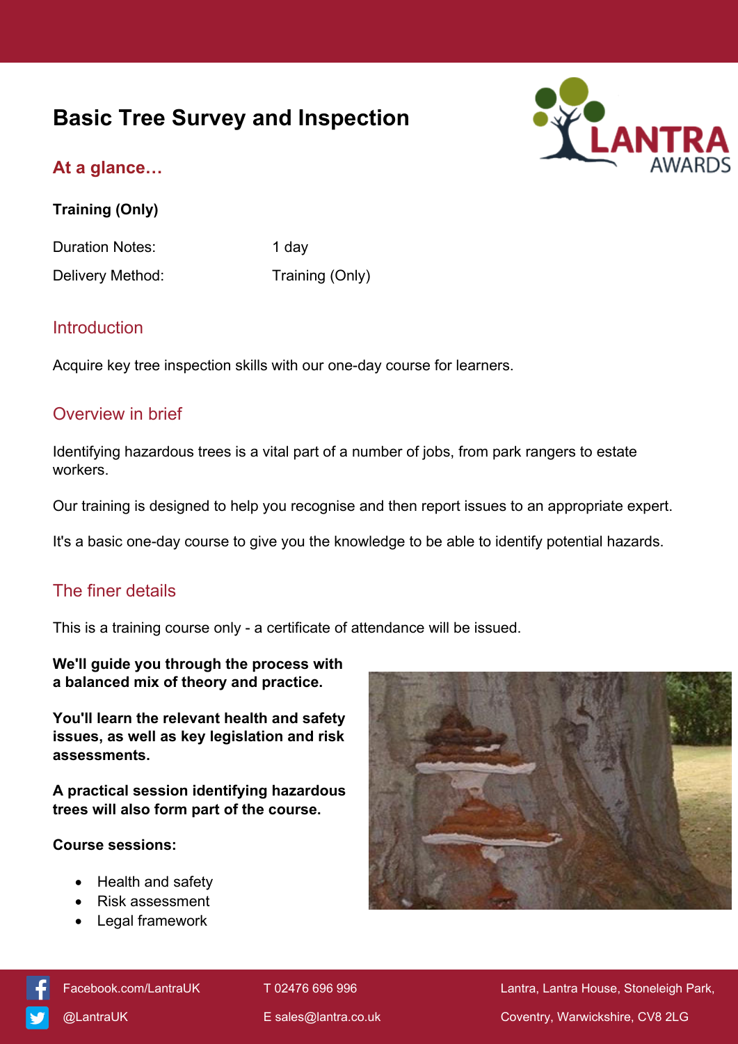# Basic Tree Survey and Inspection

## At a glance…

**Training (Only)**

Duration Notes: 1 day

Delivery Method: Training (Only)

## Introduction

Acquire key tree inspection skills with our one-day course for learners.

## Overview in brief

Identifying hazardous trees is a vital part of a number of jobs, from park rangers to estate workers.

Our training is designed to help you recognise and then report issues to an appropriate expert.

It's a basic one-day course to give you the knowledge to be able to identify potential hazards.

## The finer details

This is a training course only - a certificate of attendance will be issued.

**We'll guide you through the process with a balanced mix of theory and practice.**

**You'll learn the relevant health and safety issues, as well as key legislation and risk assessments.**

**A practical session identifying hazardous trees will also form part of the course.**

**Course sessions:**

- Health and safety
- Risk assessment
- Legal framework

Facebook.com/LantraUK
@LantraUK

T 02476 696 996
E sales@lantra.co.uk

Lantra, Lantra House, Stoneleigh Park, Coventry, Warwickshire, CV8 2LG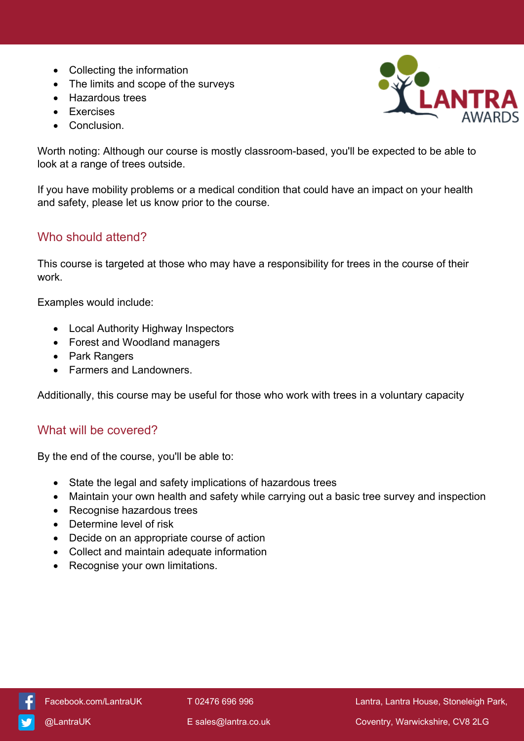- Collecting the information
- The limits and scope of the surveys
- Hazardous trees
- Exercises
- Conclusion.

Worth noting: Although our course is mostly classroom-based, you'll be expected to be able to look at a range of trees outside.

If you have mobility problems or a medical condition that could have an impact on your health and safety, please let us know prior to the course.

## Who should attend?

This course is targeted at those who may have a responsibility for trees in the course of their work.

Examples would include:

- Local Authority Highway Inspectors
- Forest and Woodland managers
- Park Rangers
- Farmers and Landowners.

Additionally, this course may be useful for those who work with trees in a voluntary capacity

## What will be covered?

By the end of the course, you'll be able to:

- State the legal and safety implications of hazardous trees
- Maintain your own health and safety while carrying out a basic tree survey and inspection
- Recognise hazardous trees
- Determine level of risk
- Decide on an appropriate course of action
- Collect and maintain adequate information
- Recognise your own limitations.